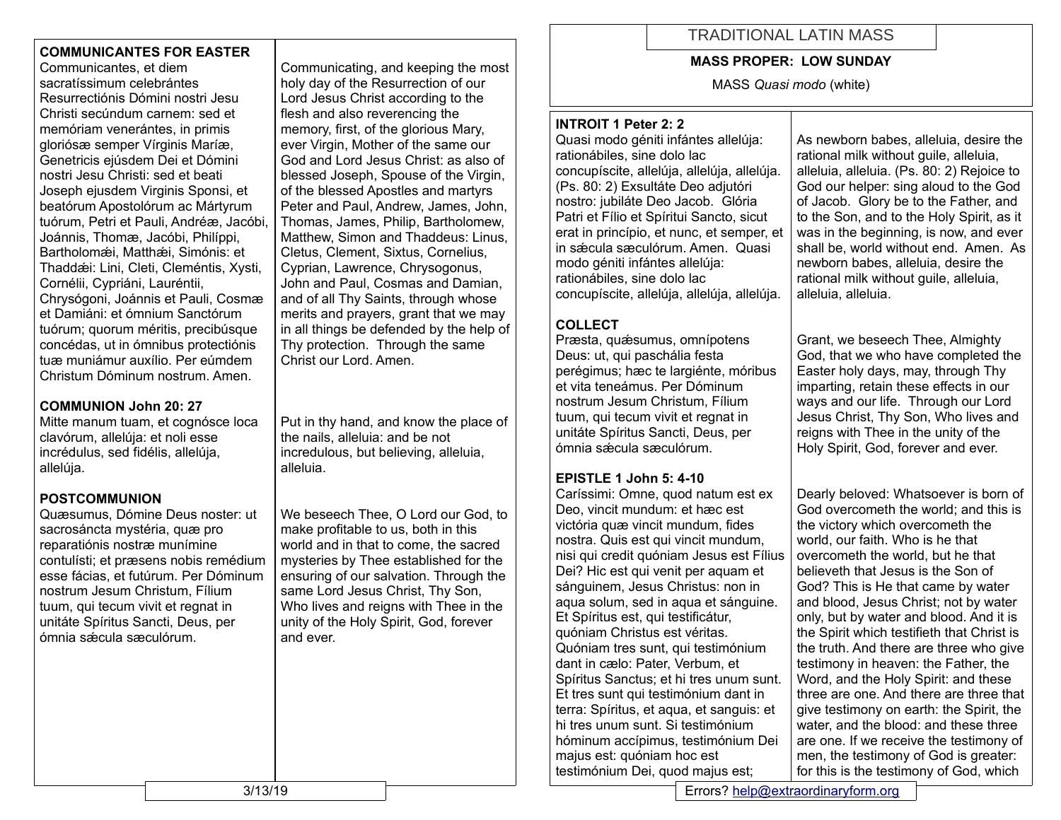**COMMUNICANTES FOR EASTER**

Communicántes, et diem sacratíssimum celebrántes Resurrectiónis Dómini nostri Jesu Christi secúndum carnem: sed et memóriam venerántes, in primis gloriósæ semper Vírginis Maríæ, Genetricis ejúsdem Dei et Dómini nostri Jesu Christi: sed et beati Joseph ejusdem Virginis Sponsi, et beatórum Apostolórum ac Mártyrum tuórum, Petri et Pauli, Andréæ, Jacóbi, Joánnis, Thomæ, Jacóbi, Philíppi, Bartholomǽi, Matthǽi, Simónis: et Thaddǽi: Lini, Cleti, Cleméntis, Xysti, Cornélii, Cypriáni, Lauréntii, Chrysógoni, Joánnis et Pauli, Cosmæ et Damiáni: et ómnium Sanctórum tuórum; quorum méritis, precibúsque concédas, ut in ómnibus protectiónis tuæ muniámur auxílio. Per eúmdem Christum Dóminum nostrum. Amen.

Communicating, and keeping the most holy day of the Resurrection of our Lord Jesus Christ according to the flesh and also reverencing the memory, first, of the glorious Mary, ever Virgin, Mother of the same our God and Lord Jesus Christ: as also of blessed Joseph, Spouse of the Virgin, of the blessed Apostles and martyrs Peter and Paul, Andrew, James, John, Thomas, James, Philip, Bartholomew, Matthew, Simon and Thaddeus: Linus, Cletus, Clement, Sixtus, Cornelius, Cyprian, Lawrence, Chrysogonus, John and Paul, Cosmas and Damian, and of all Thy Saints, through whose merits and prayers, grant that we may in all things be defended by the help of Thy protection. Through the same Christ our Lord. Amen.

**COMMUNION John 20: 27**

Mitte manum tuam, et cognósce loca clavórum, allelúja: et noli esse incrédulus, sed fidélis, allelúja, allelúja.

Put in thy hand, and know the place of the nails, alleluia: and be not incredulous, but believing, alleluia, alleluia.

**POSTCOMMUNION**

Quæsumus, Dómine Deus noster: ut sacrosáncta mystéria, quæ pro reparatiónis nostræ munímine contulísti; et præsens nobis remédium esse fácias, et futúrum. Per Dóminum nostrum Jesum Christum, Fílium tuum, qui tecum vivit et regnat in unitáte Spíritus Sancti, Deus, per ómnia sǽcula sæculórum.

We beseech Thee, O Lord our God, to make profitable to us, both in this world and in that to come, the sacred mysteries by Thee established for the ensuring of our salvation. Through the same Lord Jesus Christ, Thy Son, Who lives and reigns with Thee in the unity of the Holy Spirit, God, forever and ever.

# TRADITIONAL LATIN MASS

## MASS PROPER: LOW SUNDAY

MASS *Quasi modo* (white)

**INTROIT 1 Peter 2: 2**

Quasi modo géniti infántes allelúja: rationábiles, sine dolo lac concupíscite, allelúja, allelúja, allelúja. (Ps. 80: 2) Exsultáte Deo adjutóri nostro: jubiláte Deo Jacob. Glória Patri et Fílio et Spíritui Sancto, sicut erat in princípio, et nunc, et semper, et in sǽcula sæculórum. Amen. Quasi modo géniti infántes allelúja: rationábiles, sine dolo lac concupíscite, allelúja, allelúja, allelúja.

As newborn babes, alleluia, desire the rational milk without guile, alleluia, alleluia, alleluia. (Ps. 80: 2) Rejoice to God our helper: sing aloud to the God of Jacob. Glory be to the Father, and to the Son, and to the Holy Spirit, as it was in the beginning, is now, and ever shall be, world without end. Amen. As newborn babes, alleluia, desire the rational milk without guile, alleluia, alleluia, alleluia.

**COLLECT**

Præsta, quǽsumus, omnípotens Deus: ut, qui paschália festa perégimus; hæc te largiénte, móribus et vita teneámus. Per Dóminum nostrum Jesum Christum, Fílium tuum, qui tecum vivit et regnat in unitáte Spíritus Sancti, Deus, per ómnia sǽcula sæculórum.

Grant, we beseech Thee, Almighty God, that we who have completed the Easter holy days, may, through Thy imparting, retain these effects in our ways and our life. Through our Lord Jesus Christ, Thy Son, Who lives and reigns with Thee in the unity of the Holy Spirit, God, forever and ever.

**EPISTLE 1 John 5: 4-10**

Caríssimi: Omne, quod natum est ex Deo, vincit mundum: et hæc est victória quæ vincit mundum, fides nostra. Quis est qui vincit mundum, nisi qui credit quóniam Jesus est Fílius Dei? Hic est qui venit per aquam et sánguinem, Jesus Christus: non in aqua solum, sed in aqua et sánguine. Et Spíritus est, qui testificátur, quóniam Christus est véritas. Quóniam tres sunt, qui testimónium dant in cælo: Pater, Verbum, et Spíritus Sanctus; et hi tres unum sunt. Et tres sunt qui testimónium dant in terra: Spíritus, et aqua, et sanguis: et hi tres unum sunt. Si testimónium hóminum accípimus, testimónium Dei majus est: quóniam hoc est testimónium Dei, quod majus est;

Dearly beloved: Whatsoever is born of God overcometh the world; and this is the victory which overcometh the world, our faith. Who is he that overcometh the world, but he that believeth that Jesus is the Son of God? This is He that came by water and blood, Jesus Christ; not by water only, but by water and blood. And it is the Spirit which testifieth that Christ is the truth. And there are three who give testimony in heaven: the Father, the Word, and the Holy Spirit: and these three are one. And there are three that give testimony on earth: the Spirit, the water, and the blood: and these three are one. If we receive the testimony of men, the testimony of God is greater: for this is the testimony of God, which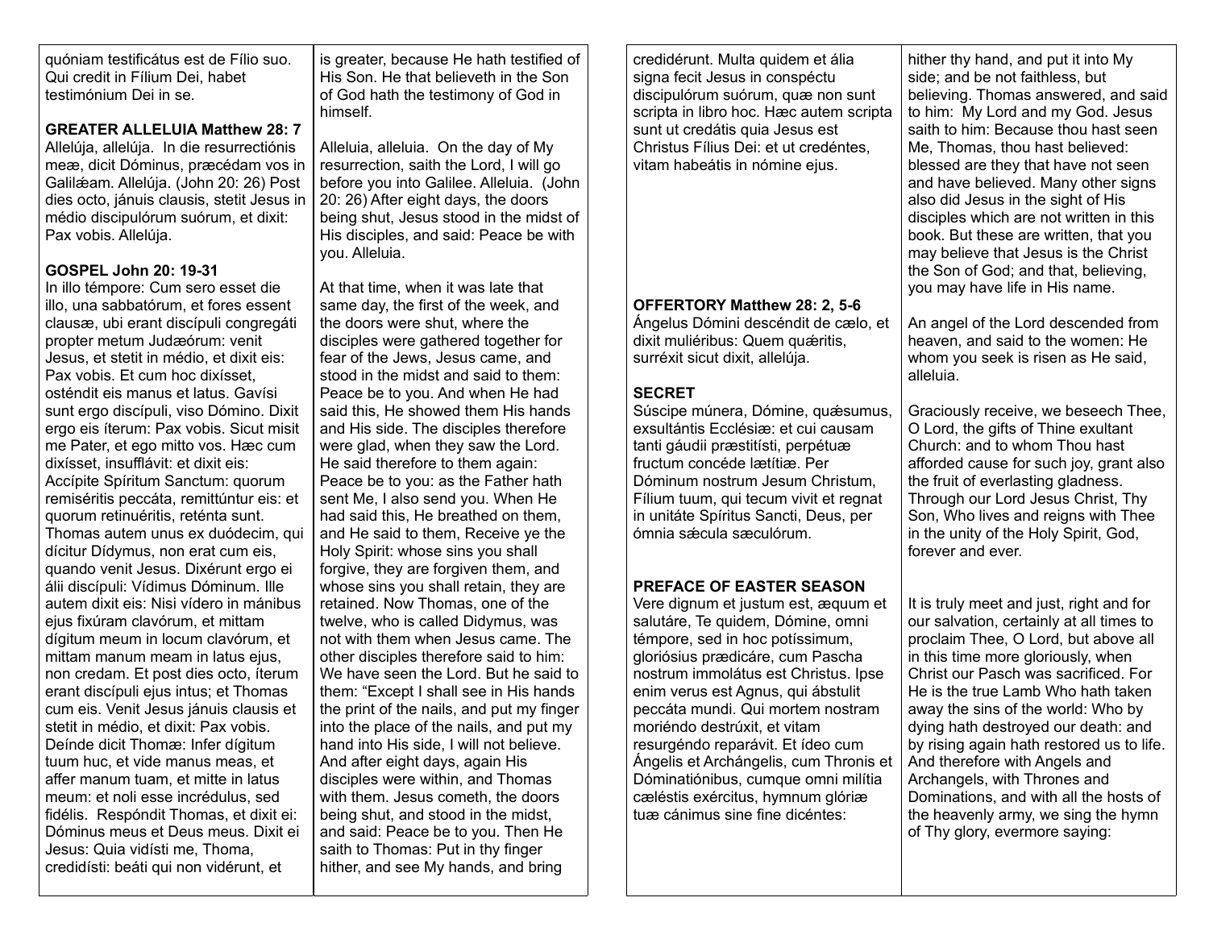quóniam testificátus est de Fílio suo. Qui credit in Fílium Dei, habet testimónium Dei in se.

is greater, because He hath testified of His Son. He that believeth in the Son of God hath the testimony of God in himself.

**GREATER ALLELUIA Matthew 28: 7**

Allelúja, allelúja. In die resurrectiónis meæ, dicit Dóminus, præcédam vos in Galilǽam. Allelúja. (John 20: 26) Post dies octo, jánuis clausis, stetit Jesus in médio discipulórum suórum, et dixit: Pax vobis. Allelúja.

Alleluia, alleluia. On the day of My resurrection, saith the Lord, I will go before you into Galilee. Alleluia. (John 20: 26) After eight days, the doors being shut, Jesus stood in the midst of His disciples, and said: Peace be with you. Alleluia.

**GOSPEL John 20: 19-31**

In illo témpore: Cum sero esset die illo, una sabbatórum, et fores essent clausæ, ubi erant discípuli congregáti propter metum Judæórum: venit Jesus, et stetit in médio, et dixit eis: Pax vobis. Et cum hoc dixísset, osténdit eis manus et latus. Gavísi sunt ergo discípuli, viso Dómino. Dixit ergo eis íterum: Pax vobis. Sicut misit me Pater, et ego mitto vos. Hæc cum dixísset, insufflávit: et dixit eis: Accípite Spíritum Sanctum: quorum remiséritis peccáta, remittúntur eis: et quorum retinuéritis, reténta sunt. Thomas autem unus ex duódecim, qui dícitur Dídymus, non erat cum eis, quando venit Jesus. Dixérunt ergo ei álii discípuli: Vídimus Dóminum. Ille autem dixit eis: Nisi vídero in mánibus ejus fixúram clavórum, et mittam dígitum meum in locum clavórum, et mittam manum meam in latus ejus, non credam. Et post dies octo, íterum erant discípuli ejus intus; et Thomas cum eis. Venit Jesus jánuis clausis et stetit in médio, et dixit: Pax vobis. Deínde dicit Thomæ: Infer dígitum tuum huc, et vide manus meas, et affer manum tuam, et mitte in latus meum: et noli esse incrédulus, sed fidélis. Respóndit Thomas, et dixit ei: Dóminus meus et Deus meus. Dixit ei Jesus: Quia vidísti me, Thoma, credidísti: beáti qui non vidérunt, et credidérunt. Multa quidem et ália signa fecit Jesus in conspéctu discipulórum suórum, quæ non sunt scripta in libro hoc. Hæc autem scripta sunt ut credátis quia Jesus est Christus Fílius Dei: et ut credéntes, vitam habeátis in nómine ejus.

At that time, when it was late that same day, the first of the week, and the doors were shut, where the disciples were gathered together for fear of the Jews, Jesus came, and stood in the midst and said to them: Peace be to you. And when He had said this, He showed them His hands and His side. The disciples therefore were glad, when they saw the Lord. He said therefore to them again: Peace be to you: as the Father hath sent Me, I also send you. When He had said this, He breathed on them, and He said to them, Receive ye the Holy Spirit: whose sins you shall forgive, they are forgiven them, and whose sins you shall retain, they are retained. Now Thomas, one of the twelve, who is called Didymus, was not with them when Jesus came. The other disciples therefore said to him: We have seen the Lord. But he said to them: "Except I shall see in His hands the print of the nails, and put my finger into the place of the nails, and put my hand into His side, I will not believe. And after eight days, again His disciples were within, and Thomas with them. Jesus cometh, the doors being shut, and stood in the midst, and said: Peace be to you. Then He saith to Thomas: Put in thy finger hither, and see My hands, and bring hither thy hand, and put it into My side; and be not faithless, but believing. Thomas answered, and said to him: My Lord and my God. Jesus saith to him: Because thou hast seen Me, Thomas, thou hast believed: blessed are they that have not seen and have believed. Many other signs also did Jesus in the sight of His disciples which are not written in this book. But these are written, that you may believe that Jesus is the Christ the Son of God; and that, believing, you may have life in His name.

**OFFERTORY Matthew 28: 2, 5-6**

Ángelus Dómini descéndit de cælo, et dixit muliéribus: Quem quǽritis, surréxit sicut dixit, allelúja.

An angel of the Lord descended from heaven, and said to the women: He whom you seek is risen as He said, alleluia.

**SECRET**

Súscipe múnera, Dómine, quǽsumus, exsultántis Ecclésiæ: et cui causam tanti gáudii præstitísti, perpétuæ fructum concéde lætítiæ. Per Dóminum nostrum Jesum Christum, Fílium tuum, qui tecum vivit et regnat in unitáte Spíritus Sancti, Deus, per ómnia sǽcula sæculórum.

Graciously receive, we beseech Thee, O Lord, the gifts of Thine exultant Church: and to whom Thou hast afforded cause for such joy, grant also the fruit of everlasting gladness. Through our Lord Jesus Christ, Thy Son, Who lives and reigns with Thee in the unity of the Holy Spirit, God, forever and ever.

**PREFACE OF EASTER SEASON**

Vere dignum et justum est, æquum et salutáre, Te quidem, Dómine, omni témpore, sed in hoc potíssimum, gloriósius prædicáre, cum Pascha nostrum immolátus est Christus. Ipse enim verus est Agnus, qui ábstulit peccáta mundi. Qui mortem nostram moriéndo destrúxit, et vitam resurgéndo reparávit. Et ídeo cum Ángelis et Archángelis, cum Thronis et Dóminatiónibus, cumque omni milítia cæléstis exércitus, hymnum glóriæ tuæ cánimus sine fine dicéntes:

It is truly meet and just, right and for our salvation, certainly at all times to proclaim Thee, O Lord, but above all in this time more gloriously, when Christ our Pasch was sacrificed. For He is the true Lamb Who hath taken away the sins of the world: Who by dying hath destroyed our death: and by rising again hath restored us to life. And therefore with Angels and Archangels, with Thrones and Dominations, and with all the hosts of the heavenly army, we sing the hymn of Thy glory, evermore saying: